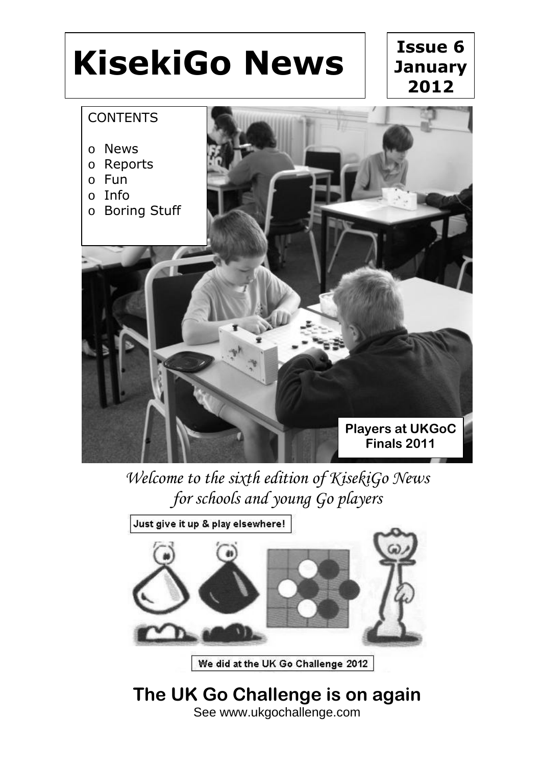# KisekiGo News

**Issue 6 January 2012**

CONTENTS

- News
- Reports
- Fun
- Info
- Boring Stuff

**Players at UKGoC Finals 2011**

*Welcome to the sixth edition of KisekiGo News for schools and young Go players*

Just give it up & play elsewhere!

We did at the UK Go Challenge 2012

## The UK Go Challenge is on again

See www.ukgochallenge.com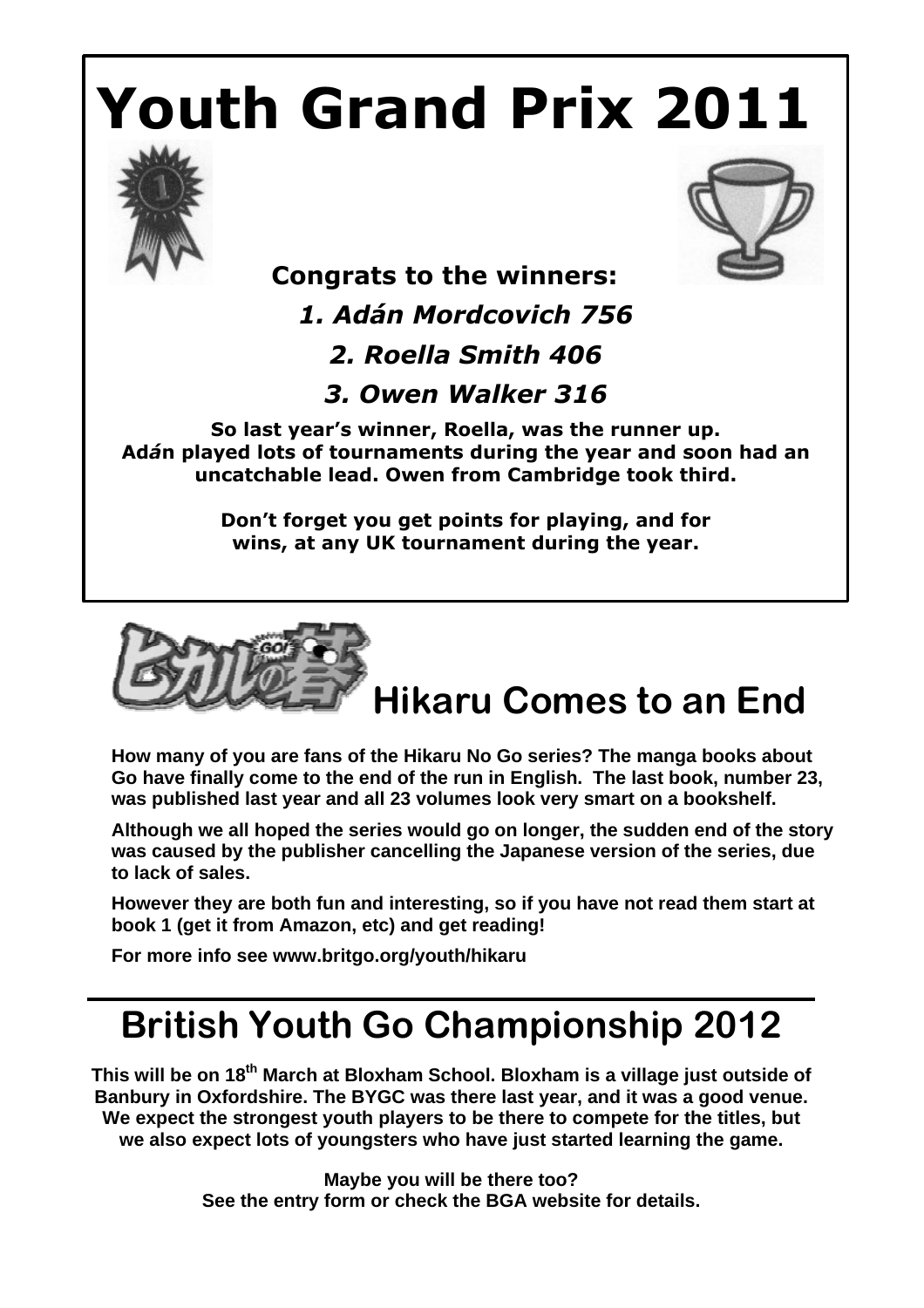# Youth Grand Prix 2011

**Congrats to the winners:**

***1. Adán Mordcovich 756***

***2. Roella Smith 406***

***3. Owen Walker 316***

**So last year's winner, Roella, was the runner up. Adán played lots of tournaments during the year and soon had an uncatchable lead. Owen from Cambridge took third.**

**Don't forget you get points for playing, and for wins, at any UK tournament during the year.**

## Hikaru Comes to an End

**How many of you are fans of the Hikaru No Go series? The manga books about Go have finally come to the end of the run in English. The last book, number 23, was published last year and all 23 volumes look very smart on a bookshelf.**

**Although we all hoped the series would go on longer, the sudden end of the story was caused by the publisher cancelling the Japanese version of the series, due to lack of sales.**

**However they are both fun and interesting, so if you have not read them start at book 1 (get it from Amazon, etc) and get reading!**

**For more info see www.britgo.org/youth/hikaru**

## British Youth Go Championship 2012

**This will be on 18th March at Bloxham School. Bloxham is a village just outside of Banbury in Oxfordshire. The BYGC was there last year, and it was a good venue. We expect the strongest youth players to be there to compete for the titles, but we also expect lots of youngsters who have just started learning the game.**

**Maybe you will be there too?**
**See the entry form or check the BGA website for details.**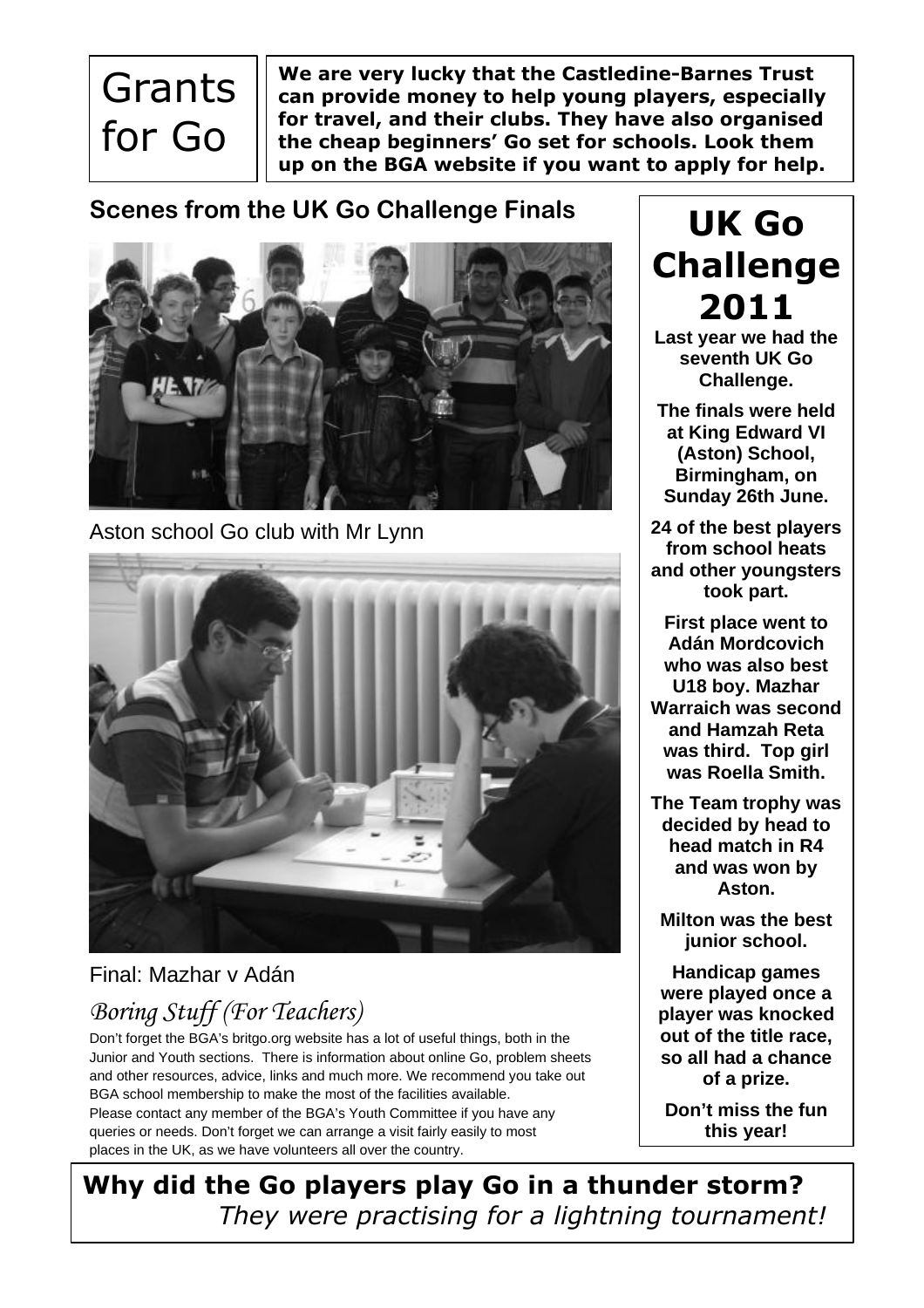# Grants for Go

**We are very lucky that the Castledine-Barnes Trust can provide money to help young players, especially for travel, and their clubs. They have also organised the cheap beginners' Go set for schools. Look them up on the BGA website if you want to apply for help.**

## Scenes from the UK Go Challenge Finals

Aston school Go club with Mr Lynn

Final: Mazhar v Adán

## *Boring Stuff (For Teachers)*

Don't forget the BGA's britgo.org website has a lot of useful things, both in the Junior and Youth sections. There is information about online Go, problem sheets and other resources, advice, links and much more. We recommend you take out BGA school membership to make the most of the facilities available.
Please contact any member of the BGA's Youth Committee if you have any queries or needs. Don't forget we can arrange a visit fairly easily to most places in the UK, as we have volunteers all over the country.

# UK Go Challenge 2011

**Last year we had the seventh UK Go Challenge.**

**The finals were held at King Edward VI (Aston) School, Birmingham, on Sunday 26th June.**

**24 of the best players from school heats and other youngsters took part.**

**First place went to Adán Mordcovich who was also best U18 boy. Mazhar Warraich was second and Hamzah Reta was third. Top girl was Roella Smith.**

**The Team trophy was decided by head to head match in R4 and was won by Aston.**

**Milton was the best junior school.**

**Handicap games were played once a player was knocked out of the title race, so all had a chance of a prize.**

**Don't miss the fun this year!**

**Why did the Go players play Go in a thunder storm?**
*They were practising for a lightning tournament!*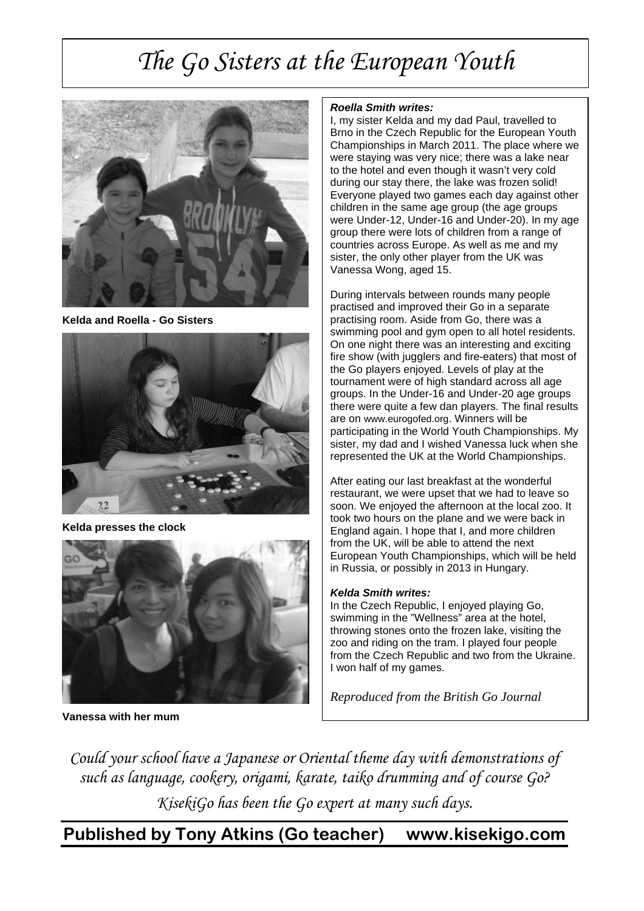# The Go Sisters at the European Youth

Kelda and Roella - Go Sisters

Kelda presses the clock

Vanessa with her mum

***Roella Smith writes:***

I, my sister Kelda and my dad Paul, travelled to Brno in the Czech Republic for the European Youth Championships in March 2011. The place where we were staying was very nice; there was a lake near to the hotel and even though it wasn't very cold during our stay there, the lake was frozen solid! Everyone played two games each day against other children in the same age group (the age groups were Under-12, Under-16 and Under-20). In my age group there were lots of children from a range of countries across Europe. As well as me and my sister, the only other player from the UK was Vanessa Wong, aged 15.

During intervals between rounds many people practised and improved their Go in a separate practising room. Aside from Go, there was a swimming pool and gym open to all hotel residents. On one night there was an interesting and exciting fire show (with jugglers and fire-eaters) that most of the Go players enjoyed. Levels of play at the tournament were of high standard across all age groups. In the Under-16 and Under-20 age groups there were quite a few dan players. The final results are on www.eurogofed.org. Winners will be participating in the World Youth Championships. My sister, my dad and I wished Vanessa luck when she represented the UK at the World Championships.

After eating our last breakfast at the wonderful restaurant, we were upset that we had to leave so soon. We enjoyed the afternoon at the local zoo. It took two hours on the plane and we were back in England again. I hope that I, and more children from the UK, will be able to attend the next European Youth Championships, which will be held in Russia, or possibly in 2013 in Hungary.

***Kelda Smith writes:***

In the Czech Republic, I enjoyed playing Go, swimming in the "Wellness" area at the hotel, throwing stones onto the frozen lake, visiting the zoo and riding on the tram. I played four people from the Czech Republic and two from the Ukraine. I won half of my games.

*Reproduced from the British Go Journal*

*Could your school have a Japanese or Oriental theme day with demonstrations of such as language, cookery, origami, karate, taiko drumming and of course Go?*

*KisekiGo has been the Go expert at many such days.*

**Published by Tony Atkins (Go teacher) www.kisekigo.com**